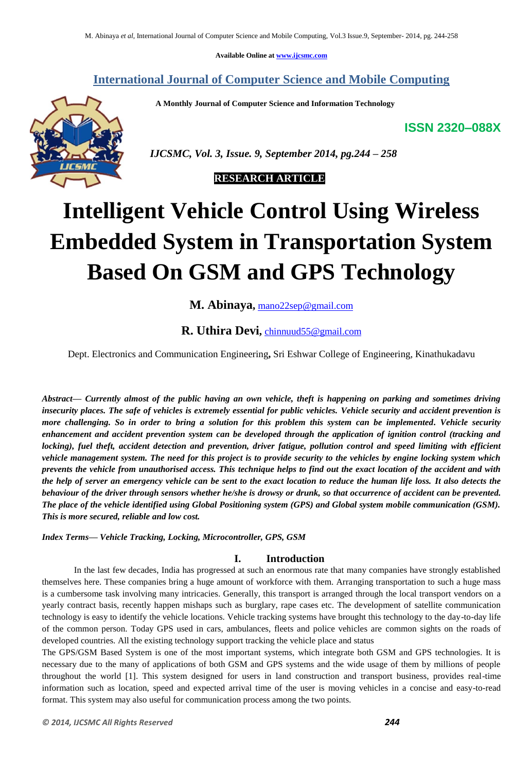Available Online at www.ijcsmc.com

**International Journal of Computer Science and Mobile Computing**

**A Monthly Journal of Computer Science and Information Technology**

**ISSN 2320–088X**

***IJCSMC, Vol. 3, Issue. 9, September 2014, pg.244 – 258***

**RESEARCH ARTICLE**

# Intelligent Vehicle Control Using Wireless Embedded System in Transportation System Based On GSM and GPS Technology

**M. Abinaya,** mano22sep@gmail.com

**R. Uthira Devi,** chinnuud55@gmail.com

Dept. Electronics and Communication Engineering**,** Sri Eshwar College of Engineering, Kinathukadavu

***Abstract— Currently almost of the public having an own vehicle, theft is happening on parking and sometimes driving insecurity places. The safe of vehicles is extremely essential for public vehicles. Vehicle security and accident prevention is more challenging. So in order to bring a solution for this problem this system can be implemented. Vehicle security enhancement and accident prevention system can be developed through the application of ignition control (tracking and locking), fuel theft, accident detection and prevention, driver fatigue, pollution control and speed limiting with efficient vehicle management system. The need for this project is to provide security to the vehicles by engine locking system which prevents the vehicle from unauthorised access. This technique helps to find out the exact location of the accident and with the help of server an emergency vehicle can be sent to the exact location to reduce the human life loss. It also detects the behaviour of the driver through sensors whether he/she is drowsy or drunk, so that occurrence of accident can be prevented. The place of the vehicle identified using Global Positioning system (GPS) and Global system mobile communication (GSM). This is more secured, reliable and low cost.***

***Index Terms— Vehicle Tracking, Locking, Microcontroller, GPS, GSM***

## I. Introduction

In the last few decades, India has progressed at such an enormous rate that many companies have strongly established themselves here. These companies bring a huge amount of workforce with them. Arranging transportation to such a huge mass is a cumbersome task involving many intricacies. Generally, this transport is arranged through the local transport vendors on a yearly contract basis, recently happen mishaps such as burglary, rape cases etc. The development of satellite communication technology is easy to identify the vehicle locations. Vehicle tracking systems have brought this technology to the day-to-day life of the common person. Today GPS used in cars, ambulances, fleets and police vehicles are common sights on the roads of developed countries. All the existing technology support tracking the vehicle place and status

The GPS/GSM Based System is one of the most important systems, which integrate both GSM and GPS technologies. It is necessary due to the many of applications of both GSM and GPS systems and the wide usage of them by millions of people throughout the world [1]. This system designed for users in land construction and transport business, provides real-time information such as location, speed and expected arrival time of the user is moving vehicles in a concise and easy-to-read format. This system may also useful for communication process among the two points.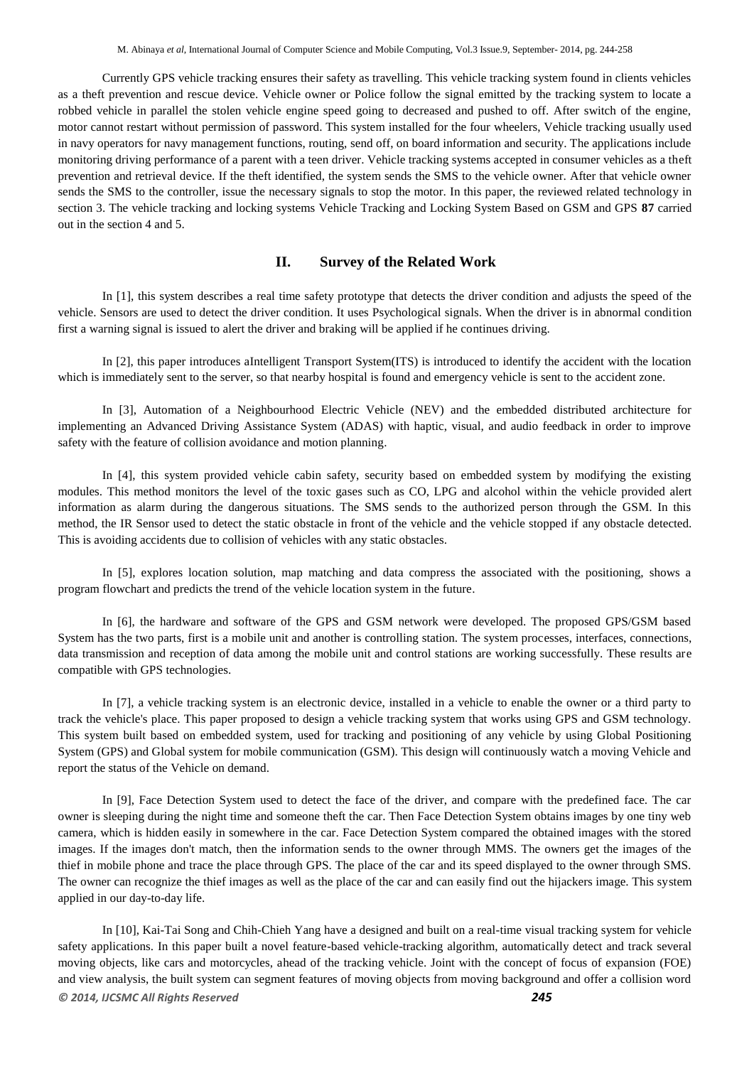Currently GPS vehicle tracking ensures their safety as travelling. This vehicle tracking system found in clients vehicles as a theft prevention and rescue device. Vehicle owner or Police follow the signal emitted by the tracking system to locate a robbed vehicle in parallel the stolen vehicle engine speed going to decreased and pushed to off. After switch of the engine, motor cannot restart without permission of password. This system installed for the four wheelers, Vehicle tracking usually used in navy operators for navy management functions, routing, send off, on board information and security. The applications include monitoring driving performance of a parent with a teen driver. Vehicle tracking systems accepted in consumer vehicles as a theft prevention and retrieval device. If the theft identified, the system sends the SMS to the vehicle owner. After that vehicle owner sends the SMS to the controller, issue the necessary signals to stop the motor. In this paper, the reviewed related technology in section 3. The vehicle tracking and locking systems Vehicle Tracking and Locking System Based on GSM and GPS **87** carried out in the section 4 and 5.

## II. Survey of the Related Work

In [1], this system describes a real time safety prototype that detects the driver condition and adjusts the speed of the vehicle. Sensors are used to detect the driver condition. It uses Psychological signals. When the driver is in abnormal condition first a warning signal is issued to alert the driver and braking will be applied if he continues driving.

In [2], this paper introduces aIntelligent Transport System(ITS) is introduced to identify the accident with the location which is immediately sent to the server, so that nearby hospital is found and emergency vehicle is sent to the accident zone.

In [3], Automation of a Neighbourhood Electric Vehicle (NEV) and the embedded distributed architecture for implementing an Advanced Driving Assistance System (ADAS) with haptic, visual, and audio feedback in order to improve safety with the feature of collision avoidance and motion planning.

In [4], this system provided vehicle cabin safety, security based on embedded system by modifying the existing modules. This method monitors the level of the toxic gases such as CO, LPG and alcohol within the vehicle provided alert information as alarm during the dangerous situations. The SMS sends to the authorized person through the GSM. In this method, the IR Sensor used to detect the static obstacle in front of the vehicle and the vehicle stopped if any obstacle detected. This is avoiding accidents due to collision of vehicles with any static obstacles.

In [5], explores location solution, map matching and data compress the associated with the positioning, shows a program flowchart and predicts the trend of the vehicle location system in the future.

In [6], the hardware and software of the GPS and GSM network were developed. The proposed GPS/GSM based System has the two parts, first is a mobile unit and another is controlling station. The system processes, interfaces, connections, data transmission and reception of data among the mobile unit and control stations are working successfully. These results are compatible with GPS technologies.

In [7], a vehicle tracking system is an electronic device, installed in a vehicle to enable the owner or a third party to track the vehicle's place. This paper proposed to design a vehicle tracking system that works using GPS and GSM technology. This system built based on embedded system, used for tracking and positioning of any vehicle by using Global Positioning System (GPS) and Global system for mobile communication (GSM). This design will continuously watch a moving Vehicle and report the status of the Vehicle on demand.

In [9], Face Detection System used to detect the face of the driver, and compare with the predefined face. The car owner is sleeping during the night time and someone theft the car. Then Face Detection System obtains images by one tiny web camera, which is hidden easily in somewhere in the car. Face Detection System compared the obtained images with the stored images. If the images don't match, then the information sends to the owner through MMS. The owners get the images of the thief in mobile phone and trace the place through GPS. The place of the car and its speed displayed to the owner through SMS. The owner can recognize the thief images as well as the place of the car and can easily find out the hijackers image. This system applied in our day-to-day life.

In [10], Kai-Tai Song and Chih-Chieh Yang have a designed and built on a real-time visual tracking system for vehicle safety applications. In this paper built a novel feature-based vehicle-tracking algorithm, automatically detect and track several moving objects, like cars and motorcycles, ahead of the tracking vehicle. Joint with the concept of focus of expansion (FOE) and view analysis, the built system can segment features of moving objects from moving background and offer a collision word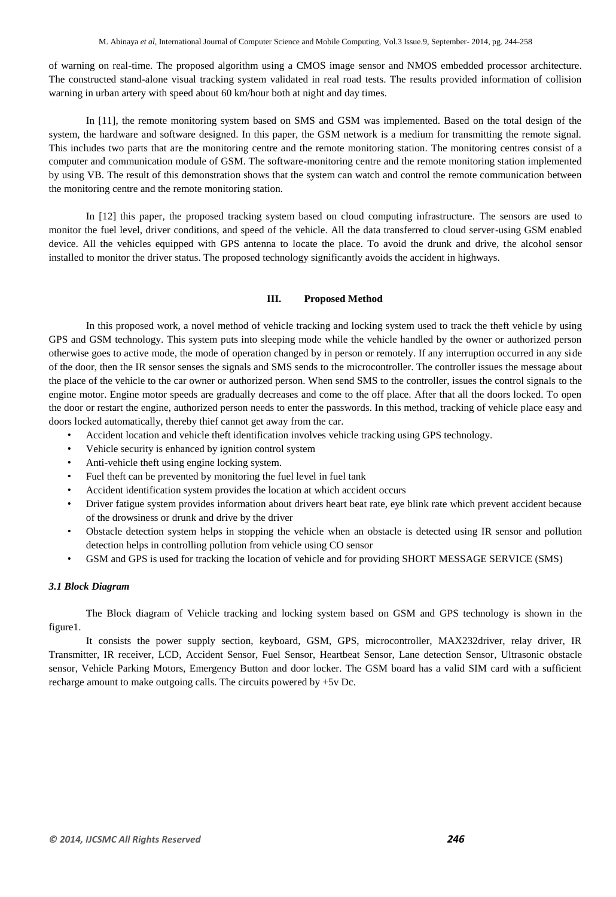of warning on real-time. The proposed algorithm using a CMOS image sensor and NMOS embedded processor architecture. The constructed stand-alone visual tracking system validated in real road tests. The results provided information of collision warning in urban artery with speed about 60 km/hour both at night and day times.

In [11], the remote monitoring system based on SMS and GSM was implemented. Based on the total design of the system, the hardware and software designed. In this paper, the GSM network is a medium for transmitting the remote signal. This includes two parts that are the monitoring centre and the remote monitoring station. The monitoring centres consist of a computer and communication module of GSM. The software-monitoring centre and the remote monitoring station implemented by using VB. The result of this demonstration shows that the system can watch and control the remote communication between the monitoring centre and the remote monitoring station.

In [12] this paper, the proposed tracking system based on cloud computing infrastructure. The sensors are used to monitor the fuel level, driver conditions, and speed of the vehicle. All the data transferred to cloud server-using GSM enabled device. All the vehicles equipped with GPS antenna to locate the place. To avoid the drunk and drive, the alcohol sensor installed to monitor the driver status. The proposed technology significantly avoids the accident in highways.

## III. Proposed Method

In this proposed work, a novel method of vehicle tracking and locking system used to track the theft vehicle by using GPS and GSM technology. This system puts into sleeping mode while the vehicle handled by the owner or authorized person otherwise goes to active mode, the mode of operation changed by in person or remotely. If any interruption occurred in any side of the door, then the IR sensor senses the signals and SMS sends to the microcontroller. The controller issues the message about the place of the vehicle to the car owner or authorized person. When send SMS to the controller, issues the control signals to the engine motor. Engine motor speeds are gradually decreases and come to the off place. After that all the doors locked. To open the door or restart the engine, authorized person needs to enter the passwords. In this method, tracking of vehicle place easy and doors locked automatically, thereby thief cannot get away from the car.

- Accident location and vehicle theft identification involves vehicle tracking using GPS technology.
- Vehicle security is enhanced by ignition control system
- Anti-vehicle theft using engine locking system.
- Fuel theft can be prevented by monitoring the fuel level in fuel tank
- Accident identification system provides the location at which accident occurs
- Driver fatigue system provides information about drivers heart beat rate, eye blink rate which prevent accident because of the drowsiness or drunk and drive by the driver
- Obstacle detection system helps in stopping the vehicle when an obstacle is detected using IR sensor and pollution detection helps in controlling pollution from vehicle using CO sensor
- GSM and GPS is used for tracking the location of vehicle and for providing SHORT MESSAGE SERVICE (SMS)

### *3.1 Block Diagram*

The Block diagram of Vehicle tracking and locking system based on GSM and GPS technology is shown in the figure1.

It consists the power supply section, keyboard, GSM, GPS, microcontroller, MAX232driver, relay driver, IR Transmitter, IR receiver, LCD, Accident Sensor, Fuel Sensor, Heartbeat Sensor, Lane detection Sensor, Ultrasonic obstacle sensor, Vehicle Parking Motors, Emergency Button and door locker. The GSM board has a valid SIM card with a sufficient recharge amount to make outgoing calls. The circuits powered by +5v Dc.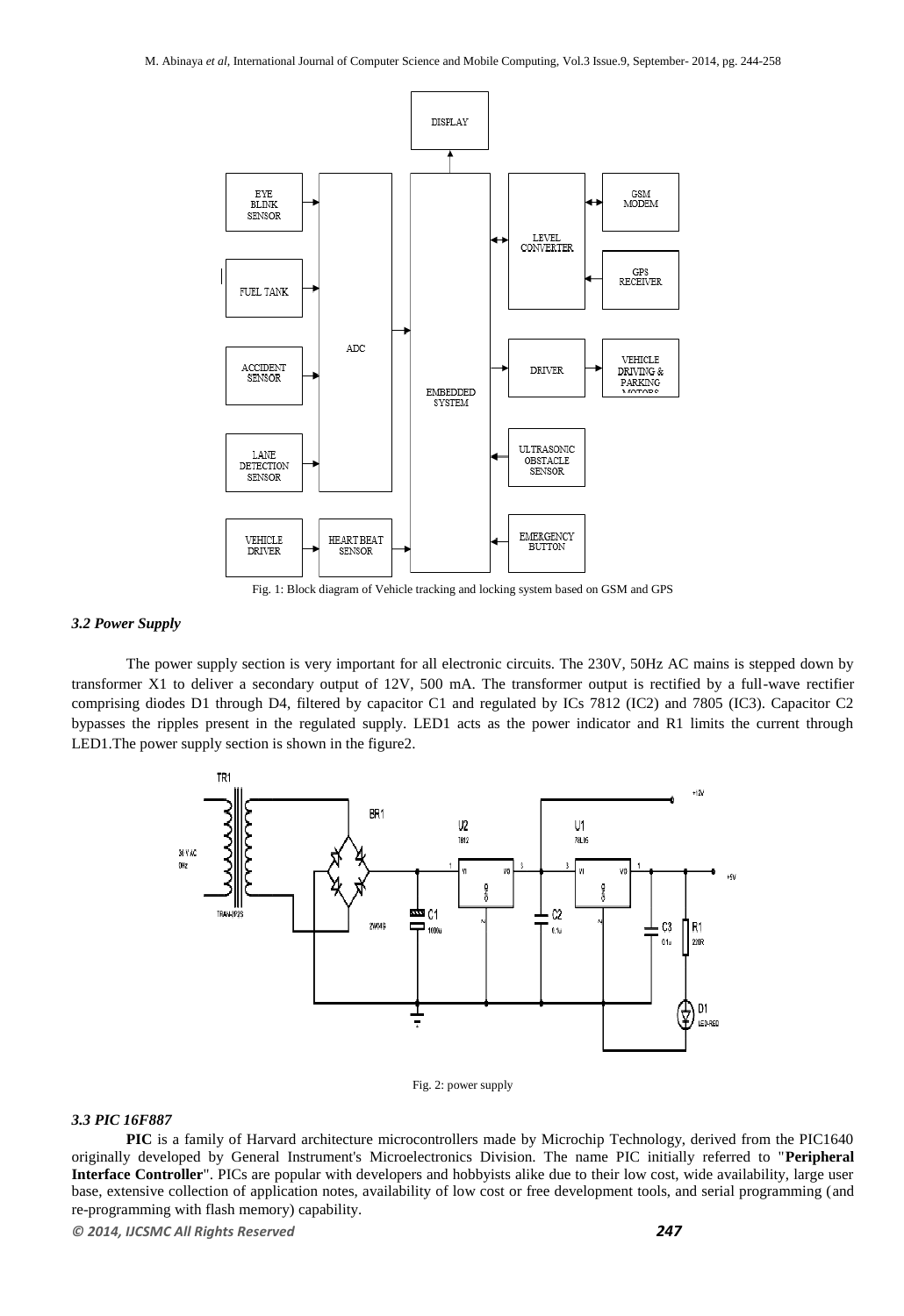Fig. 1: Block diagram of Vehicle tracking and locking system based on GSM and GPS

### *3.2 Power Supply*

The power supply section is very important for all electronic circuits. The 230V, 50Hz AC mains is stepped down by transformer X1 to deliver a secondary output of 12V, 500 mA. The transformer output is rectified by a full-wave rectifier comprising diodes D1 through D4, filtered by capacitor C1 and regulated by ICs 7812 (IC2) and 7805 (IC3). Capacitor C2 bypasses the ripples present in the regulated supply. LED1 acts as the power indicator and R1 limits the current through LED1.The power supply section is shown in the figure2.

Fig. 2: power supply

### *3.3 PIC 16F887*

**PIC** is a family of Harvard architecture microcontrollers made by Microchip Technology, derived from the PIC1640 originally developed by General Instrument's Microelectronics Division. The name PIC initially referred to "**Peripheral Interface Controller**". PICs are popular with developers and hobbyists alike due to their low cost, wide availability, large user base, extensive collection of application notes, availability of low cost or free development tools, and serial programming (and re-programming with flash memory) capability.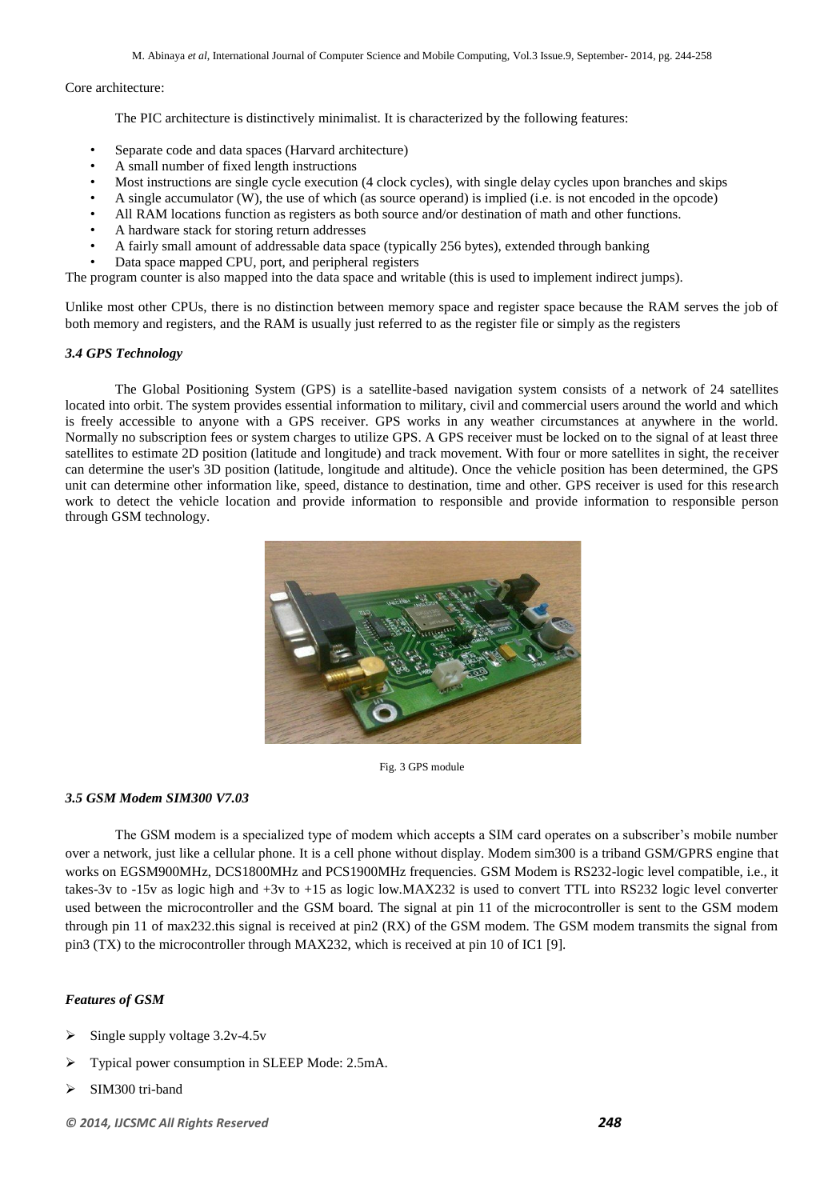Core architecture:

The PIC architecture is distinctively minimalist. It is characterized by the following features:

- Separate code and data spaces (Harvard architecture)
- A small number of fixed length instructions
- Most instructions are single cycle execution (4 clock cycles), with single delay cycles upon branches and skips
- A single accumulator (W), the use of which (as source operand) is implied (i.e. is not encoded in the opcode)
- All RAM locations function as registers as both source and/or destination of math and other functions.
- A hardware stack for storing return addresses
- A fairly small amount of addressable data space (typically 256 bytes), extended through banking
- Data space mapped CPU, port, and peripheral registers

The program counter is also mapped into the data space and writable (this is used to implement indirect jumps).

Unlike most other CPUs, there is no distinction between memory space and register space because the RAM serves the job of both memory and registers, and the RAM is usually just referred to as the register file or simply as the registers

### *3.4 GPS Technology*

The Global Positioning System (GPS) is a satellite-based navigation system consists of a network of 24 satellites located into orbit. The system provides essential information to military, civil and commercial users around the world and which is freely accessible to anyone with a GPS receiver. GPS works in any weather circumstances at anywhere in the world. Normally no subscription fees or system charges to utilize GPS. A GPS receiver must be locked on to the signal of at least three satellites to estimate 2D position (latitude and longitude) and track movement. With four or more satellites in sight, the receiver can determine the user's 3D position (latitude, longitude and altitude). Once the vehicle position has been determined, the GPS unit can determine other information like, speed, distance to destination, time and other. GPS receiver is used for this research work to detect the vehicle location and provide information to responsible and provide information to responsible person through GSM technology.

Fig. 3 GPS module

### *3.5 GSM Modem SIM300 V7.03*

The GSM modem is a specialized type of modem which accepts a SIM card operates on a subscriber's mobile number over a network, just like a cellular phone. It is a cell phone without display. Modem sim300 is a triband GSM/GPRS engine that works on EGSM900MHz, DCS1800MHz and PCS1900MHz frequencies. GSM Modem is RS232-logic level compatible, i.e., it takes-3v to -15v as logic high and +3v to +15 as logic low.MAX232 is used to convert TTL into RS232 logic level converter used between the microcontroller and the GSM board. The signal at pin 11 of the microcontroller is sent to the GSM modem through pin 11 of max232.this signal is received at pin2 (RX) of the GSM modem. The GSM modem transmits the signal from pin3 (TX) to the microcontroller through MAX232, which is received at pin 10 of IC1 [9].

#### *Features of GSM*

- Single supply voltage 3.2v-4.5v
- Typical power consumption in SLEEP Mode: 2.5mA.
- SIM300 tri-band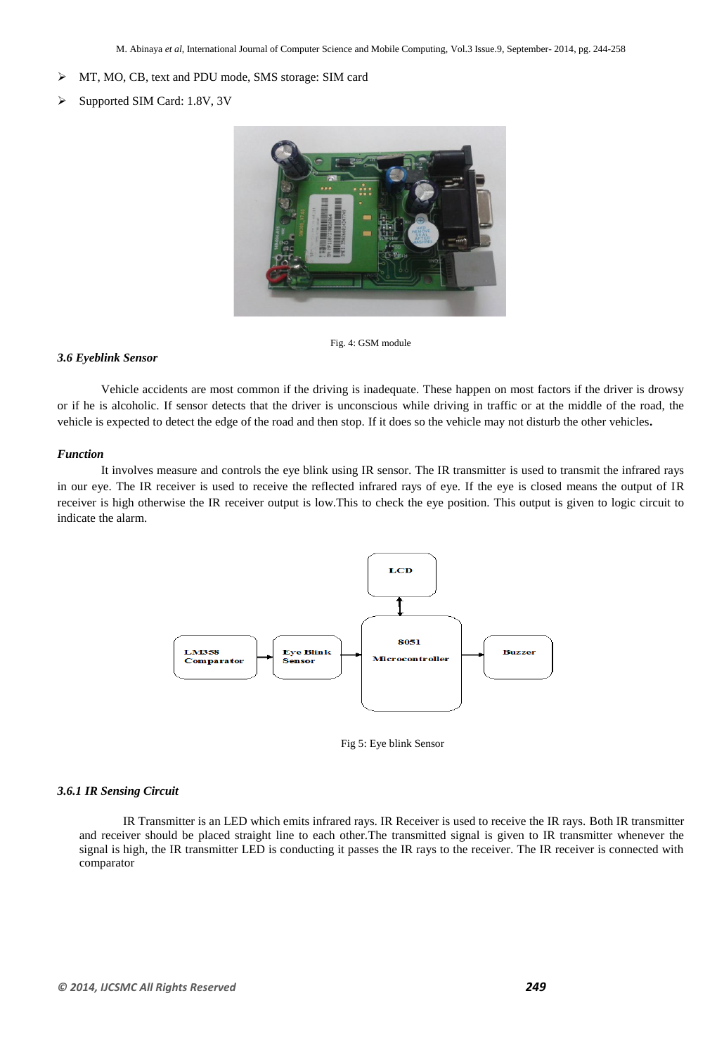- MT, MO, CB, text and PDU mode, SMS storage: SIM card
- Supported SIM Card: 1.8V, 3V

Fig. 4: GSM module

### *3.6 Eyeblink Sensor*

Vehicle accidents are most common if the driving is inadequate. These happen on most factors if the driver is drowsy or if he is alcoholic. If sensor detects that the driver is unconscious while driving in traffic or at the middle of the road, the vehicle is expected to detect the edge of the road and then stop. If it does so the vehicle may not disturb the other vehicles**.**

#### *Function*

It involves measure and controls the eye blink using IR sensor. The IR transmitter is used to transmit the infrared rays in our eye. The IR receiver is used to receive the reflected infrared rays of eye. If the eye is closed means the output of IR receiver is high otherwise the IR receiver output is low.This to check the eye position. This output is given to logic circuit to indicate the alarm.

Fig 5: Eye blink Sensor

#### *3.6.1 IR Sensing Circuit*

IR Transmitter is an LED which emits infrared rays. IR Receiver is used to receive the IR rays. Both IR transmitter and receiver should be placed straight line to each other.The transmitted signal is given to IR transmitter whenever the signal is high, the IR transmitter LED is conducting it passes the IR rays to the receiver. The IR receiver is connected with comparator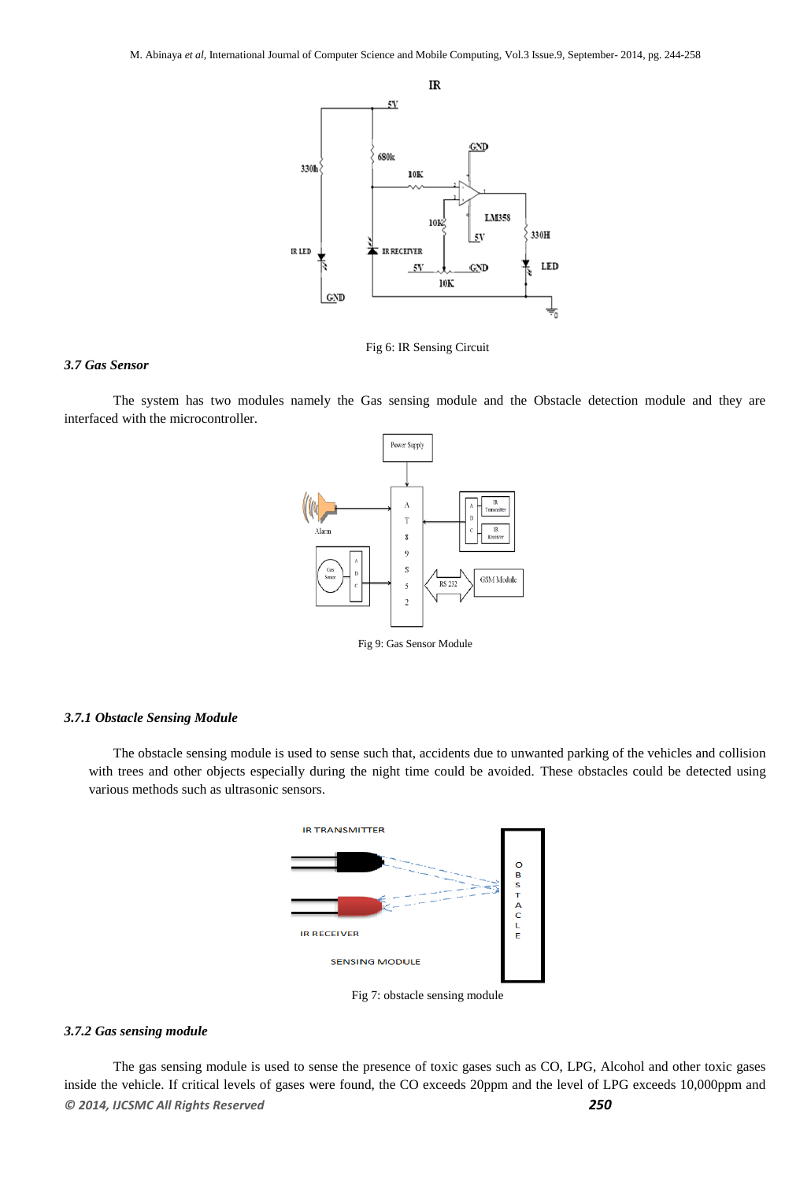Fig 6: IR Sensing Circuit

### 3.7 Gas Sensor

The system has two modules namely the Gas sensing module and the Obstacle detection module and they are interfaced with the microcontroller.

Fig 9: Gas Sensor Module

#### 3.7.1 Obstacle Sensing Module

The obstacle sensing module is used to sense such that, accidents due to unwanted parking of the vehicles and collision with trees and other objects especially during the night time could be avoided. These obstacles could be detected using various methods such as ultrasonic sensors.

Fig 7: obstacle sensing module

#### 3.7.2 Gas sensing module

The gas sensing module is used to sense the presence of toxic gases such as CO, LPG, Alcohol and other toxic gases inside the vehicle. If critical levels of gases were found, the CO exceeds 20ppm and the level of LPG exceeds 10,000ppm and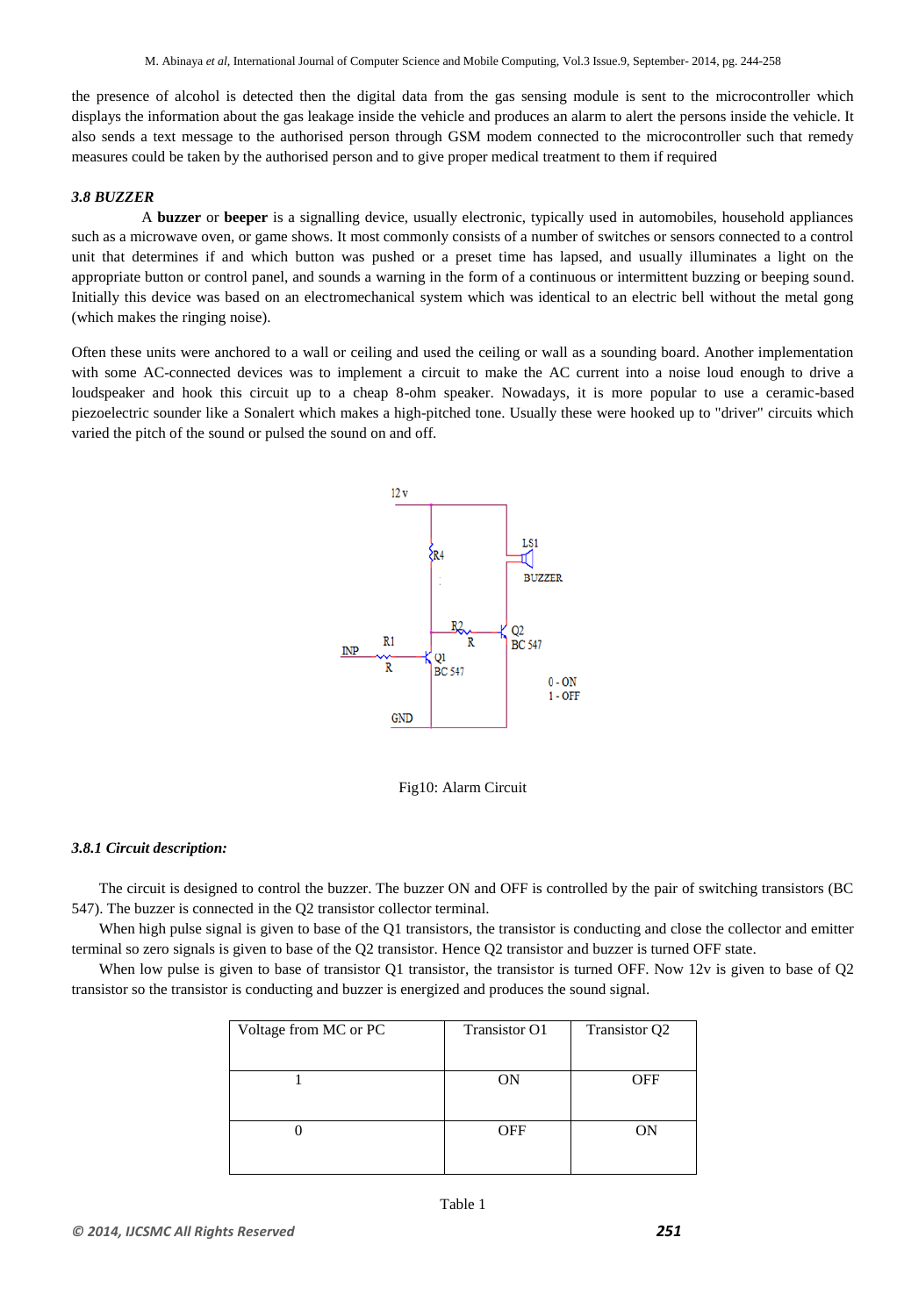the presence of alcohol is detected then the digital data from the gas sensing module is sent to the microcontroller which displays the information about the gas leakage inside the vehicle and produces an alarm to alert the persons inside the vehicle. It also sends a text message to the authorised person through GSM modem connected to the microcontroller such that remedy measures could be taken by the authorised person and to give proper medical treatment to them if required

### *3.8 BUZZER*

A **buzzer** or **beeper** is a signalling device, usually electronic, typically used in automobiles, household appliances such as a microwave oven, or game shows. It most commonly consists of a number of switches or sensors connected to a control unit that determines if and which button was pushed or a preset time has lapsed, and usually illuminates a light on the appropriate button or control panel, and sounds a warning in the form of a continuous or intermittent buzzing or beeping sound. Initially this device was based on an electromechanical system which was identical to an electric bell without the metal gong (which makes the ringing noise).

Often these units were anchored to a wall or ceiling and used the ceiling or wall as a sounding board. Another implementation with some AC-connected devices was to implement a circuit to make the AC current into a noise loud enough to drive a loudspeaker and hook this circuit up to a cheap 8-ohm speaker. Nowadays, it is more popular to use a ceramic-based piezoelectric sounder like a Sonalert which makes a high-pitched tone. Usually these were hooked up to "driver" circuits which varied the pitch of the sound or pulsed the sound on and off.

Fig10: Alarm Circuit

#### *3.8.1 Circuit description:*

The circuit is designed to control the buzzer. The buzzer ON and OFF is controlled by the pair of switching transistors (BC 547). The buzzer is connected in the Q2 transistor collector terminal.

When high pulse signal is given to base of the Q1 transistors, the transistor is conducting and close the collector and emitter terminal so zero signals is given to base of the Q2 transistor. Hence Q2 transistor and buzzer is turned OFF state.

When low pulse is given to base of transistor Q1 transistor, the transistor is turned OFF. Now 12v is given to base of Q2 transistor so the transistor is conducting and buzzer is energized and produces the sound signal.

| Voltage from MC or PC | Transistor O1 | Transistor Q2 |
|---|---|---|
| 1 | ON | OFF |
| 0 | OFF | ON |

Table 1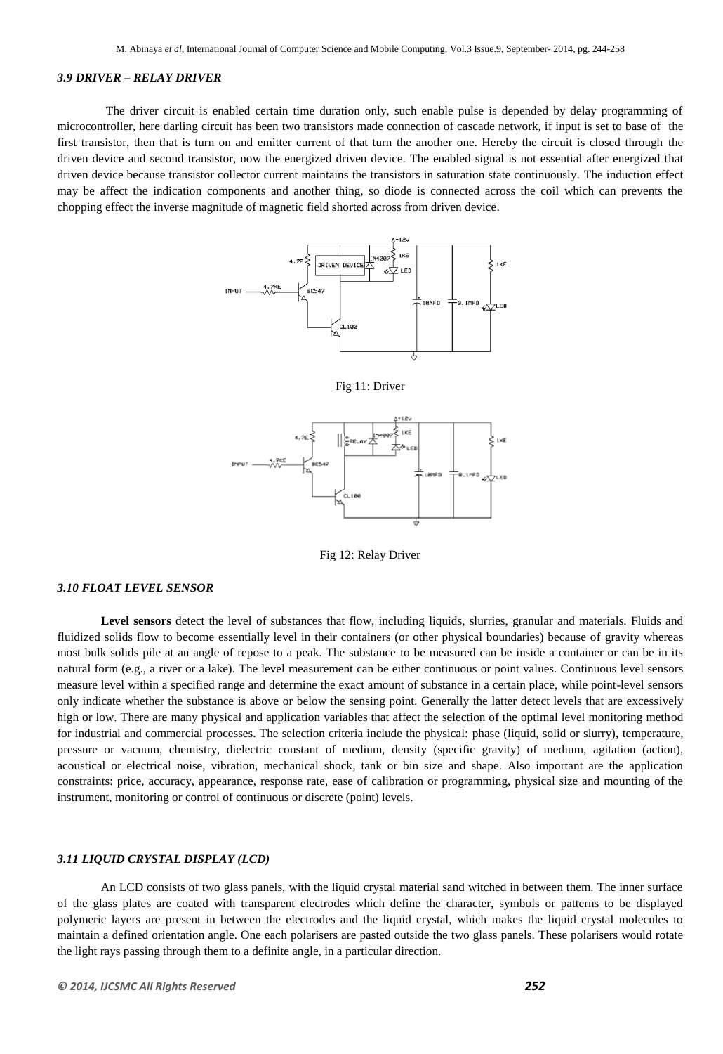### *3.9 DRIVER – RELAY DRIVER*

The driver circuit is enabled certain time duration only, such enable pulse is depended by delay programming of microcontroller, here darling circuit has been two transistors made connection of cascade network, if input is set to base of the first transistor, then that is turn on and emitter current of that turn the another one. Hereby the circuit is closed through the driven device and second transistor, now the energized driven device. The enabled signal is not essential after energized that driven device because transistor collector current maintains the transistors in saturation state continuously. The induction effect may be affect the indication components and another thing, so diode is connected across the coil which can prevents the chopping effect the inverse magnitude of magnetic field shorted across from driven device.

Fig 11: Driver

Fig 12: Relay Driver

### *3.10 FLOAT LEVEL SENSOR*

**Level sensors** detect the level of substances that flow, including liquids, slurries, granular and materials. Fluids and fluidized solids flow to become essentially level in their containers (or other physical boundaries) because of gravity whereas most bulk solids pile at an angle of repose to a peak. The substance to be measured can be inside a container or can be in its natural form (e.g., a river or a lake). The level measurement can be either continuous or point values. Continuous level sensors measure level within a specified range and determine the exact amount of substance in a certain place, while point-level sensors only indicate whether the substance is above or below the sensing point. Generally the latter detect levels that are excessively high or low. There are many physical and application variables that affect the selection of the optimal level monitoring method for industrial and commercial processes. The selection criteria include the physical: phase (liquid, solid or slurry), temperature, pressure or vacuum, chemistry, dielectric constant of medium, density (specific gravity) of medium, agitation (action), acoustical or electrical noise, vibration, mechanical shock, tank or bin size and shape. Also important are the application constraints: price, accuracy, appearance, response rate, ease of calibration or programming, physical size and mounting of the instrument, monitoring or control of continuous or discrete (point) levels.

### *3.11 LIQUID CRYSTAL DISPLAY (LCD)*

An LCD consists of two glass panels, with the liquid crystal material sand witched in between them. The inner surface of the glass plates are coated with transparent electrodes which define the character, symbols or patterns to be displayed polymeric layers are present in between the electrodes and the liquid crystal, which makes the liquid crystal molecules to maintain a defined orientation angle. One each polarisers are pasted outside the two glass panels. These polarisers would rotate the light rays passing through them to a definite angle, in a particular direction.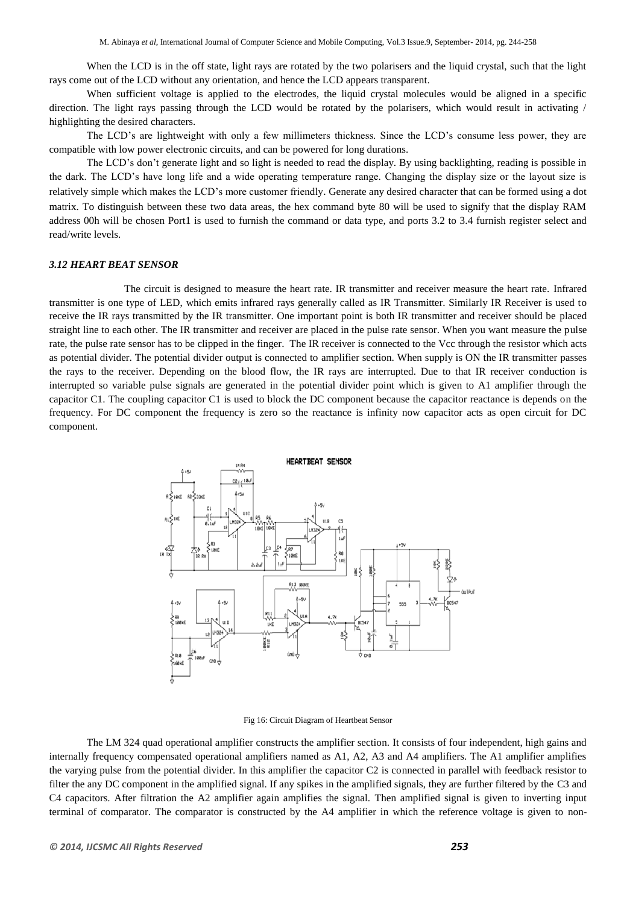When the LCD is in the off state, light rays are rotated by the two polarisers and the liquid crystal, such that the light rays come out of the LCD without any orientation, and hence the LCD appears transparent.

When sufficient voltage is applied to the electrodes, the liquid crystal molecules would be aligned in a specific direction. The light rays passing through the LCD would be rotated by the polarisers, which would result in activating / highlighting the desired characters.

The LCD's are lightweight with only a few millimeters thickness. Since the LCD's consume less power, they are compatible with low power electronic circuits, and can be powered for long durations.

The LCD's don't generate light and so light is needed to read the display. By using backlighting, reading is possible in the dark. The LCD's have long life and a wide operating temperature range. Changing the display size or the layout size is relatively simple which makes the LCD's more customer friendly. Generate any desired character that can be formed using a dot matrix. To distinguish between these two data areas, the hex command byte 80 will be used to signify that the display RAM address 00h will be chosen Port1 is used to furnish the command or data type, and ports 3.2 to 3.4 furnish register select and read/write levels.

### *3.12 HEART BEAT SENSOR*

The circuit is designed to measure the heart rate. IR transmitter and receiver measure the heart rate. Infrared transmitter is one type of LED, which emits infrared rays generally called as IR Transmitter. Similarly IR Receiver is used to receive the IR rays transmitted by the IR transmitter. One important point is both IR transmitter and receiver should be placed straight line to each other. The IR transmitter and receiver are placed in the pulse rate sensor. When you want measure the pulse rate, the pulse rate sensor has to be clipped in the finger. The IR receiver is connected to the Vcc through the resistor which acts as potential divider. The potential divider output is connected to amplifier section. When supply is ON the IR transmitter passes the rays to the receiver. Depending on the blood flow, the IR rays are interrupted. Due to that IR receiver conduction is interrupted so variable pulse signals are generated in the potential divider point which is given to A1 amplifier through the capacitor C1. The coupling capacitor C1 is used to block the DC component because the capacitor reactance is depends on the frequency. For DC component the frequency is zero so the reactance is infinity now capacitor acts as open circuit for DC component.

Fig 16: Circuit Diagram of Heartbeat Sensor

The LM 324 quad operational amplifier constructs the amplifier section. It consists of four independent, high gains and internally frequency compensated operational amplifiers named as A1, A2, A3 and A4 amplifiers. The A1 amplifier amplifies the varying pulse from the potential divider. In this amplifier the capacitor C2 is connected in parallel with feedback resistor to filter the any DC component in the amplified signal. If any spikes in the amplified signals, they are further filtered by the C3 and C4 capacitors. After filtration the A2 amplifier again amplifies the signal. Then amplified signal is given to inverting input terminal of comparator. The comparator is constructed by the A4 amplifier in which the reference voltage is given to non-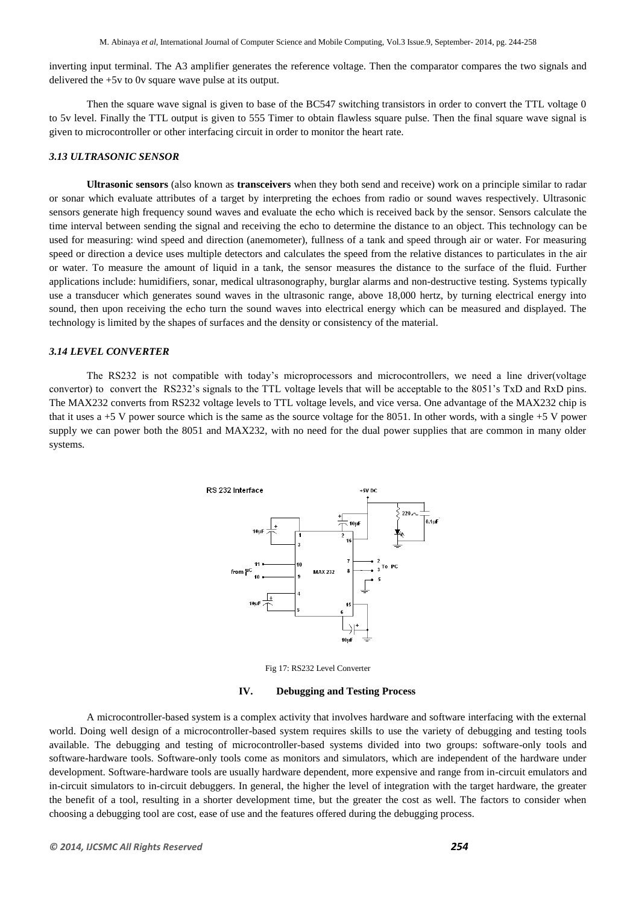inverting input terminal. The A3 amplifier generates the reference voltage. Then the comparator compares the two signals and delivered the +5v to 0v square wave pulse at its output.

Then the square wave signal is given to base of the BC547 switching transistors in order to convert the TTL voltage 0 to 5v level. Finally the TTL output is given to 555 Timer to obtain flawless square pulse. Then the final square wave signal is given to microcontroller or other interfacing circuit in order to monitor the heart rate.

### *3.13 ULTRASONIC SENSOR*

**Ultrasonic sensors** (also known as **transceivers** when they both send and receive) work on a principle similar to radar or sonar which evaluate attributes of a target by interpreting the echoes from radio or sound waves respectively. Ultrasonic sensors generate high frequency sound waves and evaluate the echo which is received back by the sensor. Sensors calculate the time interval between sending the signal and receiving the echo to determine the distance to an object. This technology can be used for measuring: wind speed and direction (anemometer), fullness of a tank and speed through air or water. For measuring speed or direction a device uses multiple detectors and calculates the speed from the relative distances to particulates in the air or water. To measure the amount of liquid in a tank, the sensor measures the distance to the surface of the fluid. Further applications include: humidifiers, sonar, medical ultrasonography, burglar alarms and non-destructive testing. Systems typically use a transducer which generates sound waves in the ultrasonic range, above 18,000 hertz, by turning electrical energy into sound, then upon receiving the echo turn the sound waves into electrical energy which can be measured and displayed. The technology is limited by the shapes of surfaces and the density or consistency of the material.

### *3.14 LEVEL CONVERTER*

The RS232 is not compatible with today's microprocessors and microcontrollers, we need a line driver(voltage convertor) to convert the RS232's signals to the TTL voltage levels that will be acceptable to the 8051's TxD and RxD pins. The MAX232 converts from RS232 voltage levels to TTL voltage levels, and vice versa. One advantage of the MAX232 chip is that it uses a +5 V power source which is the same as the source voltage for the 8051. In other words, with a single +5 V power supply we can power both the 8051 and MAX232, with no need for the dual power supplies that are common in many older systems.

Fig 17: RS232 Level Converter

## IV. Debugging and Testing Process

A microcontroller-based system is a complex activity that involves hardware and software interfacing with the external world. Doing well design of a microcontroller-based system requires skills to use the variety of debugging and testing tools available. The debugging and testing of microcontroller-based systems divided into two groups: software-only tools and software-hardware tools. Software-only tools come as monitors and simulators, which are independent of the hardware under development. Software-hardware tools are usually hardware dependent, more expensive and range from in-circuit emulators and in-circuit simulators to in-circuit debuggers. In general, the higher the level of integration with the target hardware, the greater the benefit of a tool, resulting in a shorter development time, but the greater the cost as well. The factors to consider when choosing a debugging tool are cost, ease of use and the features offered during the debugging process.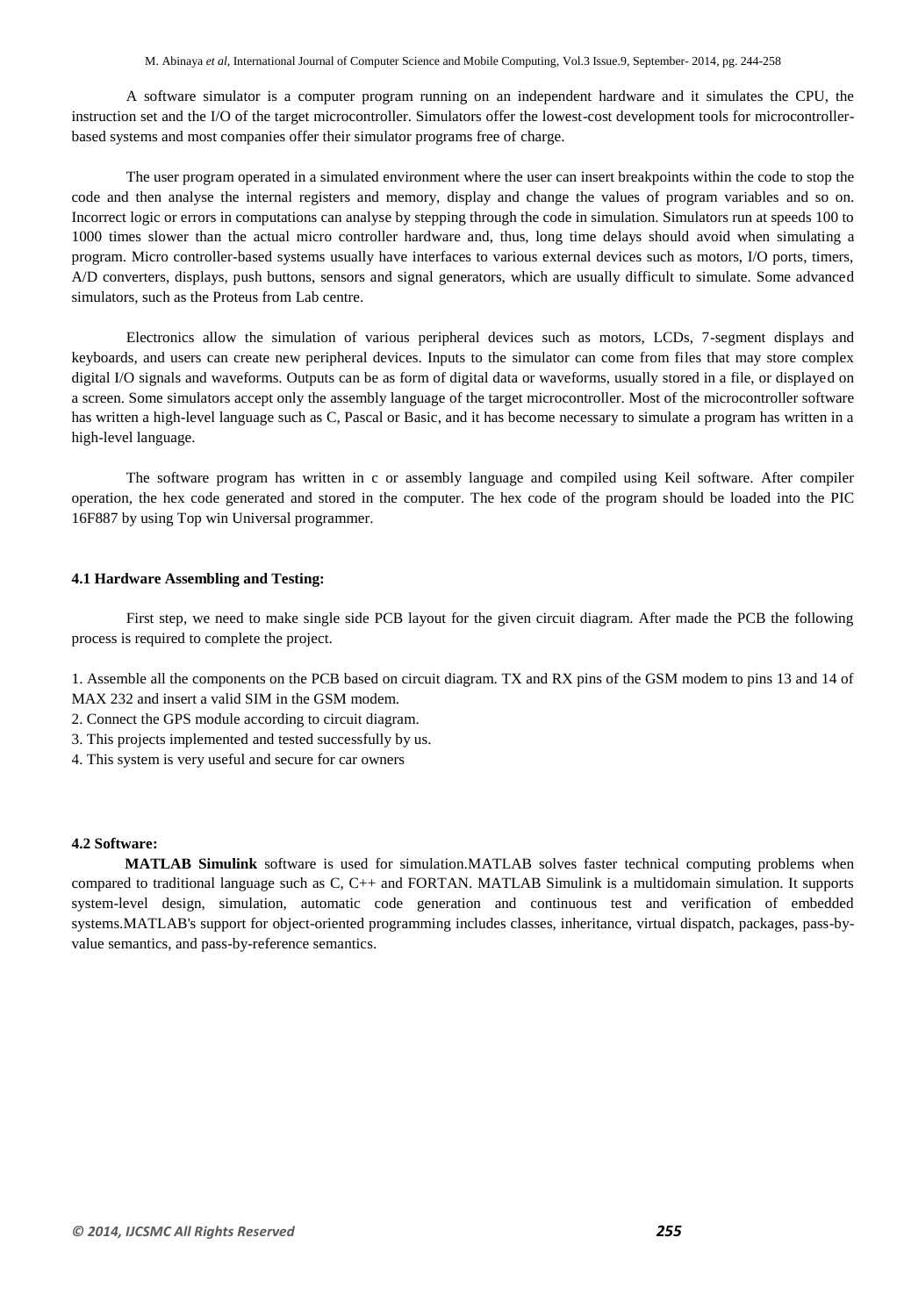A software simulator is a computer program running on an independent hardware and it simulates the CPU, the instruction set and the I/O of the target microcontroller. Simulators offer the lowest-cost development tools for microcontroller-based systems and most companies offer their simulator programs free of charge.

The user program operated in a simulated environment where the user can insert breakpoints within the code to stop the code and then analyse the internal registers and memory, display and change the values of program variables and so on. Incorrect logic or errors in computations can analyse by stepping through the code in simulation. Simulators run at speeds 100 to 1000 times slower than the actual micro controller hardware and, thus, long time delays should avoid when simulating a program. Micro controller-based systems usually have interfaces to various external devices such as motors, I/O ports, timers, A/D converters, displays, push buttons, sensors and signal generators, which are usually difficult to simulate. Some advanced simulators, such as the Proteus from Lab centre.

Electronics allow the simulation of various peripheral devices such as motors, LCDs, 7-segment displays and keyboards, and users can create new peripheral devices. Inputs to the simulator can come from files that may store complex digital I/O signals and waveforms. Outputs can be as form of digital data or waveforms, usually stored in a file, or displayed on a screen. Some simulators accept only the assembly language of the target microcontroller. Most of the microcontroller software has written a high-level language such as C, Pascal or Basic, and it has become necessary to simulate a program has written in a high-level language.

The software program has written in c or assembly language and compiled using Keil software. After compiler operation, the hex code generated and stored in the computer. The hex code of the program should be loaded into the PIC 16F887 by using Top win Universal programmer.

### 4.1 Hardware Assembling and Testing:

First step, we need to make single side PCB layout for the given circuit diagram. After made the PCB the following process is required to complete the project.

1. Assemble all the components on the PCB based on circuit diagram. TX and RX pins of the GSM modem to pins 13 and 14 of MAX 232 and insert a valid SIM in the GSM modem.
2. Connect the GPS module according to circuit diagram.
3. This projects implemented and tested successfully by us.
4. This system is very useful and secure for car owners

### 4.2 Software:

**MATLAB Simulink** software is used for simulation.MATLAB solves faster technical computing problems when compared to traditional language such as C, C++ and FORTAN. MATLAB Simulink is a multidomain simulation. It supports system-level design, simulation, automatic code generation and continuous test and verification of embedded systems.MATLAB's support for object-oriented programming includes classes, inheritance, virtual dispatch, packages, pass-by-value semantics, and pass-by-reference semantics.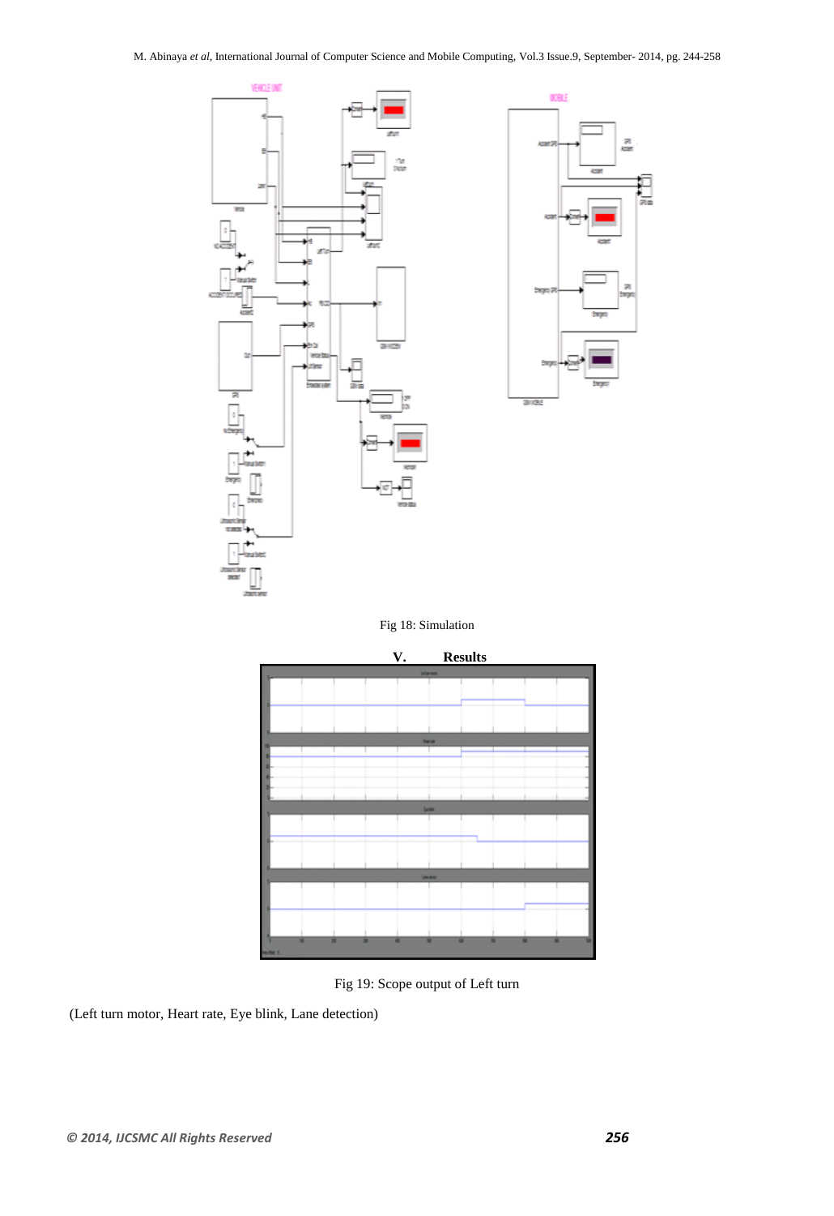Fig 18: Simulation

## V. Results

Fig 19: Scope output of Left turn

(Left turn motor, Heart rate, Eye blink, Lane detection)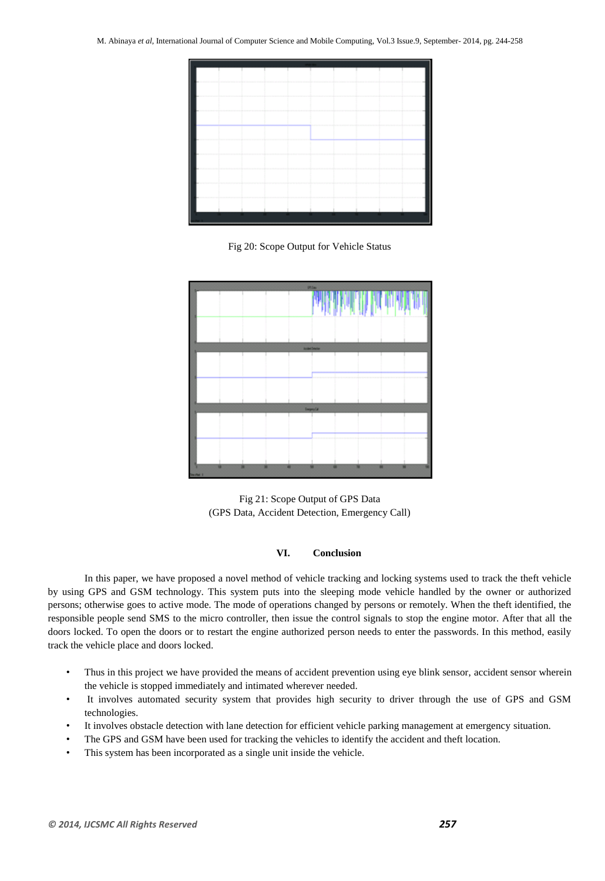Fig 20: Scope Output for Vehicle Status

Fig 21: Scope Output of GPS Data
(GPS Data, Accident Detection, Emergency Call)

## VI. Conclusion

In this paper, we have proposed a novel method of vehicle tracking and locking systems used to track the theft vehicle by using GPS and GSM technology. This system puts into the sleeping mode vehicle handled by the owner or authorized persons; otherwise goes to active mode. The mode of operations changed by persons or remotely. When the theft identified, the responsible people send SMS to the micro controller, then issue the control signals to stop the engine motor. After that all the doors locked. To open the doors or to restart the engine authorized person needs to enter the passwords. In this method, easily track the vehicle place and doors locked.

- Thus in this project we have provided the means of accident prevention using eye blink sensor, accident sensor wherein the vehicle is stopped immediately and intimated wherever needed.
- It involves automated security system that provides high security to driver through the use of GPS and GSM technologies.
- It involves obstacle detection with lane detection for efficient vehicle parking management at emergency situation.
- The GPS and GSM have been used for tracking the vehicles to identify the accident and theft location.
- This system has been incorporated as a single unit inside the vehicle.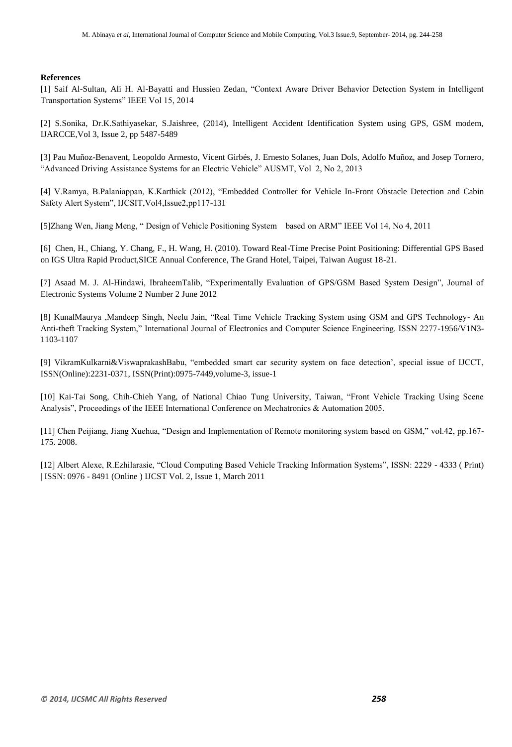**References**

[1] Saif Al-Sultan, Ali H. Al-Bayatti and Hussien Zedan, "Context Aware Driver Behavior Detection System in Intelligent Transportation Systems" IEEE Vol 15, 2014

[2] S.Sonika, Dr.K.Sathiyasekar, S.Jaishree, (2014), Intelligent Accident Identification System using GPS, GSM modem, IJARCCE,Vol 3, Issue 2, pp 5487-5489

[3] Pau Muñoz-Benavent, Leopoldo Armesto, Vicent Girbés, J. Ernesto Solanes, Juan Dols, Adolfo Muñoz, and Josep Tornero, "Advanced Driving Assistance Systems for an Electric Vehicle" AUSMT, Vol 2, No 2, 2013

[4] V.Ramya, B.Palaniappan, K.Karthick (2012), "Embedded Controller for Vehicle In-Front Obstacle Detection and Cabin Safety Alert System", IJCSIT,Vol4,Issue2,pp117-131

[5]Zhang Wen, Jiang Meng, " Design of Vehicle Positioning System based on ARM" IEEE Vol 14, No 4, 2011

[6] Chen, H., Chiang, Y. Chang, F., H. Wang, H. (2010). Toward Real-Time Precise Point Positioning: Differential GPS Based on IGS Ultra Rapid Product,SICE Annual Conference, The Grand Hotel, Taipei, Taiwan August 18-21.

[7] Asaad M. J. Al-Hindawi, IbraheemTalib, "Experimentally Evaluation of GPS/GSM Based System Design", Journal of Electronic Systems Volume 2 Number 2 June 2012

[8] KunalMaurya ,Mandeep Singh, Neelu Jain, "Real Time Vehicle Tracking System using GSM and GPS Technology- An Anti-theft Tracking System," International Journal of Electronics and Computer Science Engineering. ISSN 2277-1956/V1N3-1103-1107

[9] VikramKulkarni&ViswaprakashBabu, "embedded smart car security system on face detection', special issue of IJCCT, ISSN(Online):2231-0371, ISSN(Print):0975-7449,volume-3, issue-1

[10] Kai-Tai Song, Chih-Chieh Yang, of National Chiao Tung University, Taiwan, "Front Vehicle Tracking Using Scene Analysis", Proceedings of the IEEE International Conference on Mechatronics & Automation 2005.

[11] Chen Peijiang, Jiang Xuehua, "Design and Implementation of Remote monitoring system based on GSM," vol.42, pp.167-175. 2008.

[12] Albert Alexe, R.Ezhilarasie, "Cloud Computing Based Vehicle Tracking Information Systems", ISSN: 2229 - 4333 ( Print) | ISSN: 0976 - 8491 (Online ) IJCST Vol. 2, Issue 1, March 2011